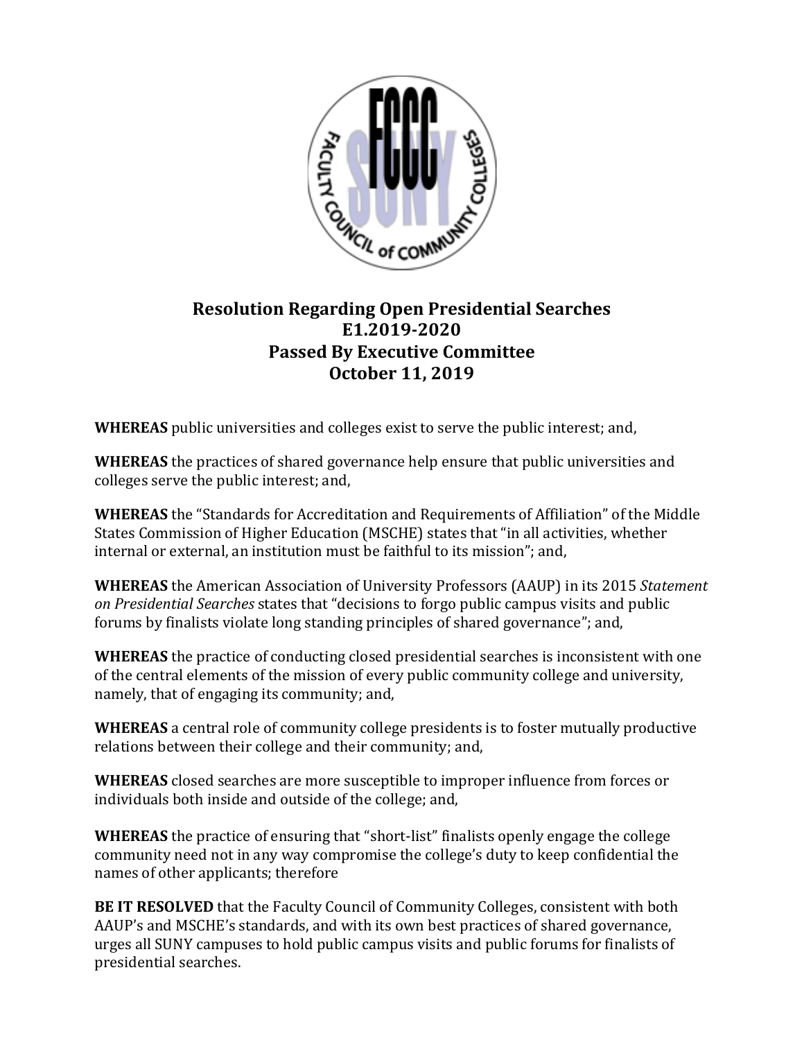# Resolution Regarding Open Presidential Searches
## E1.2019-2020
## Passed By Executive Committee
## October 11, 2019

**WHEREAS** public universities and colleges exist to serve the public interest; and,

**WHEREAS** the practices of shared governance help ensure that public universities and colleges serve the public interest; and,

**WHEREAS** the "Standards for Accreditation and Requirements of Affiliation" of the Middle States Commission of Higher Education (MSCHE) states that "in all activities, whether internal or external, an institution must be faithful to its mission"; and,

**WHEREAS** the American Association of University Professors (AAUP) in its 2015 *Statement on Presidential Searches* states that "decisions to forgo public campus visits and public forums by finalists violate long standing principles of shared governance"; and,

**WHEREAS** the practice of conducting closed presidential searches is inconsistent with one of the central elements of the mission of every public community college and university, namely, that of engaging its community; and,

**WHEREAS** a central role of community college presidents is to foster mutually productive relations between their college and their community; and,

**WHEREAS** closed searches are more susceptible to improper influence from forces or individuals both inside and outside of the college; and,

**WHEREAS** the practice of ensuring that "short-list" finalists openly engage the college community need not in any way compromise the college's duty to keep confidential the names of other applicants; therefore

**BE IT RESOLVED** that the Faculty Council of Community Colleges, consistent with both AAUP's and MSCHE's standards, and with its own best practices of shared governance, urges all SUNY campuses to hold public campus visits and public forums for finalists of presidential searches.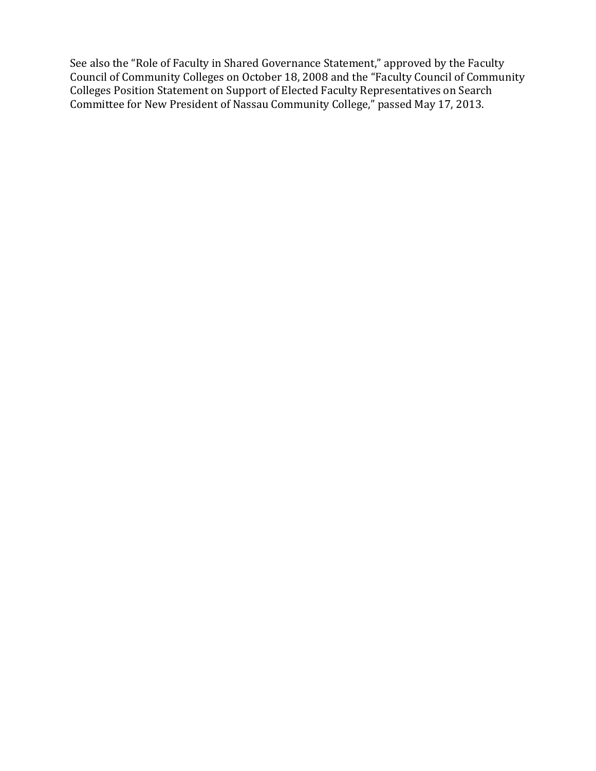See also the "Role of Faculty in Shared Governance Statement," approved by the Faculty Council of Community Colleges on October 18, 2008 and the "Faculty Council of Community Colleges Position Statement on Support of Elected Faculty Representatives on Search Committee for New President of Nassau Community College," passed May 17, 2013.